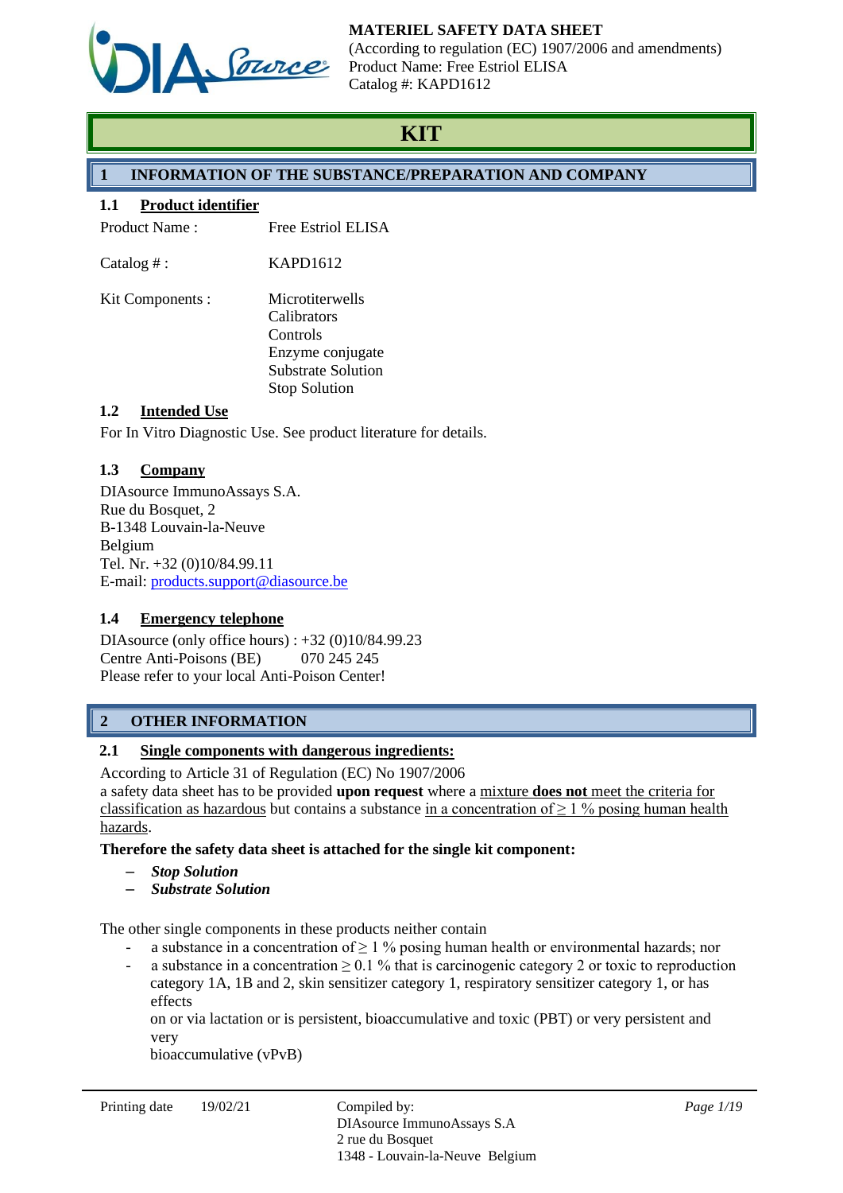MATERIEL SAFETY DATA SHEET
(According to regulation (EC) 1907/2006 and amendments)
Product Name: Free Estriol ELISA
Catalog #: KAPD1612

# KIT

## 1 INFORMATION OF THE SUBSTANCE/PREPARATION AND COMPANY

### 1.1 Product identifier

| | |
|---|---|
| Product Name : | Free Estriol ELISA |
| Catalog # : | KAPD1612 |
| Kit Components : | Microtiterwells<br>Calibrators<br>Controls<br>Enzyme conjugate<br>Substrate Solution<br>Stop Solution |

### 1.2 Intended Use

For In Vitro Diagnostic Use. See product literature for details.

### 1.3 Company

DIAsource ImmunoAssays S.A.
Rue du Bosquet, 2
B-1348 Louvain-la-Neuve
Belgium
Tel. Nr. +32 (0)10/84.99.11
E-mail: products.support@diasource.be

### 1.4 Emergency telephone

DIAsource (only office hours) : +32 (0)10/84.99.23
Centre Anti-Poisons (BE) 070 245 245
Please refer to your local Anti-Poison Center!

## 2 OTHER INFORMATION

### 2.1 Single components with dangerous ingredients:

According to Article 31 of Regulation (EC) No 1907/2006
a safety data sheet has to be provided **upon request** where a mixture **does not** meet the criteria for classification as hazardous but contains a substance in a concentration of ≥ 1 % posing human health hazards.

**Therefore the safety data sheet is attached for the single kit component:**

- ***Stop Solution***
- ***Substrate Solution***

The other single components in these products neither contain

- a substance in a concentration of ≥ 1 % posing human health or environmental hazards; nor
- a substance in a concentration ≥ 0.1 % that is carcinogenic category 2 or toxic to reproduction category 1A, 1B and 2, skin sensitizer category 1, respiratory sensitizer category 1, or has effects
  on or via lactation or is persistent, bioaccumulative and toxic (PBT) or very persistent and very
  bioaccumulative (vPvB)

Printing date 19/02/21

Compiled by:
DIAsource ImmunoAssays S.A
2 rue du Bosquet
1348 - Louvain-la-Neuve Belgium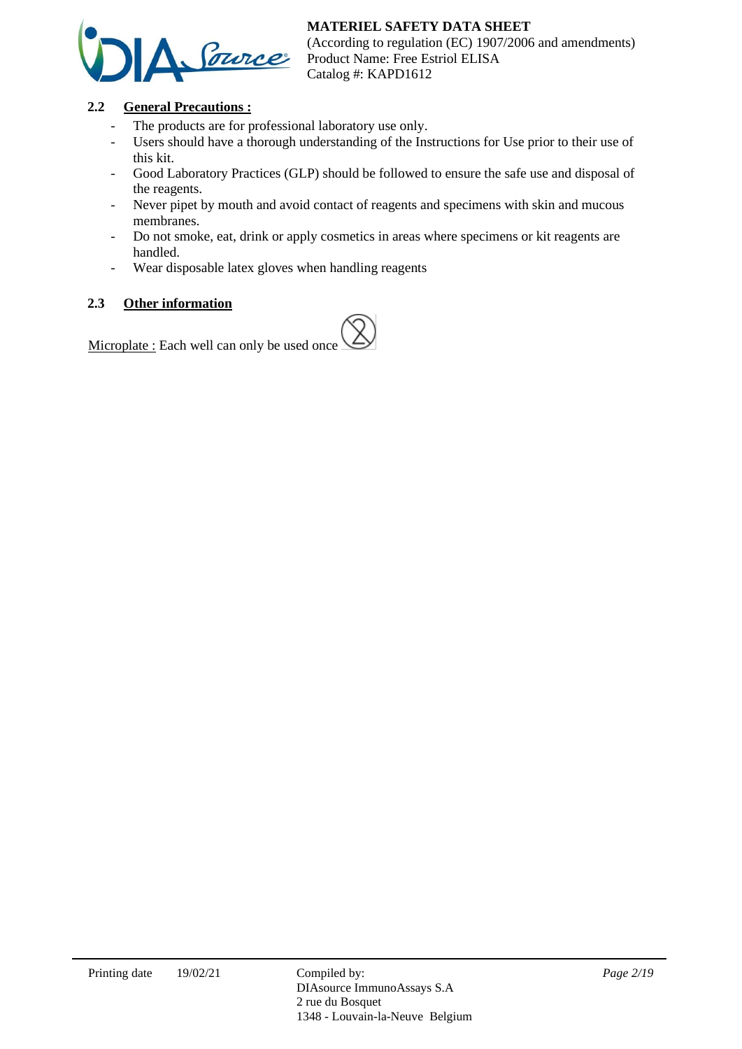### 2.2 General Precautions :

- The products are for professional laboratory use only.
- Users should have a thorough understanding of the Instructions for Use prior to their use of this kit.
- Good Laboratory Practices (GLP) should be followed to ensure the safe use and disposal of the reagents.
- Never pipet by mouth and avoid contact of reagents and specimens with skin and mucous membranes.
- Do not smoke, eat, drink or apply cosmetics in areas where specimens or kit reagents are handled.
- Wear disposable latex gloves when handling reagents

### 2.3 Other information

Microplate : Each well can only be used once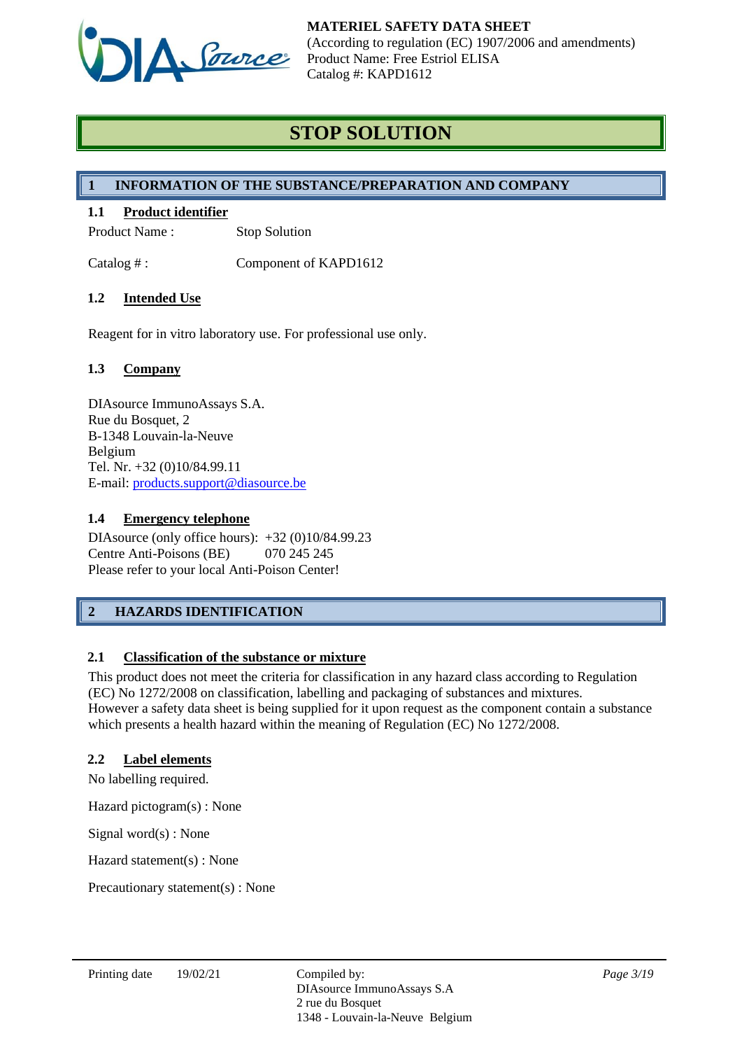# STOP SOLUTION

## 1 INFORMATION OF THE SUBSTANCE/PREPARATION AND COMPANY

### 1.1 Product identifier

Product Name : Stop Solution

Catalog # : Component of KAPD1612

### 1.2 Intended Use

Reagent for in vitro laboratory use. For professional use only.

### 1.3 Company

DIAsource ImmunoAssays S.A.
Rue du Bosquet, 2
B-1348 Louvain-la-Neuve
Belgium
Tel. Nr. +32 (0)10/84.99.11
E-mail: products.support@diasource.be

### 1.4 Emergency telephone

DIAsource (only office hours): +32 (0)10/84.99.23
Centre Anti-Poisons (BE) 070 245 245
Please refer to your local Anti-Poison Center!

## 2 HAZARDS IDENTIFICATION

### 2.1 Classification of the substance or mixture

This product does not meet the criteria for classification in any hazard class according to Regulation (EC) No 1272/2008 on classification, labelling and packaging of substances and mixtures.
However a safety data sheet is being supplied for it upon request as the component contain a substance which presents a health hazard within the meaning of Regulation (EC) No 1272/2008.

### 2.2 Label elements

No labelling required.

Hazard pictogram(s) : None

Signal word(s) : None

Hazard statement(s) : None

Precautionary statement(s) : None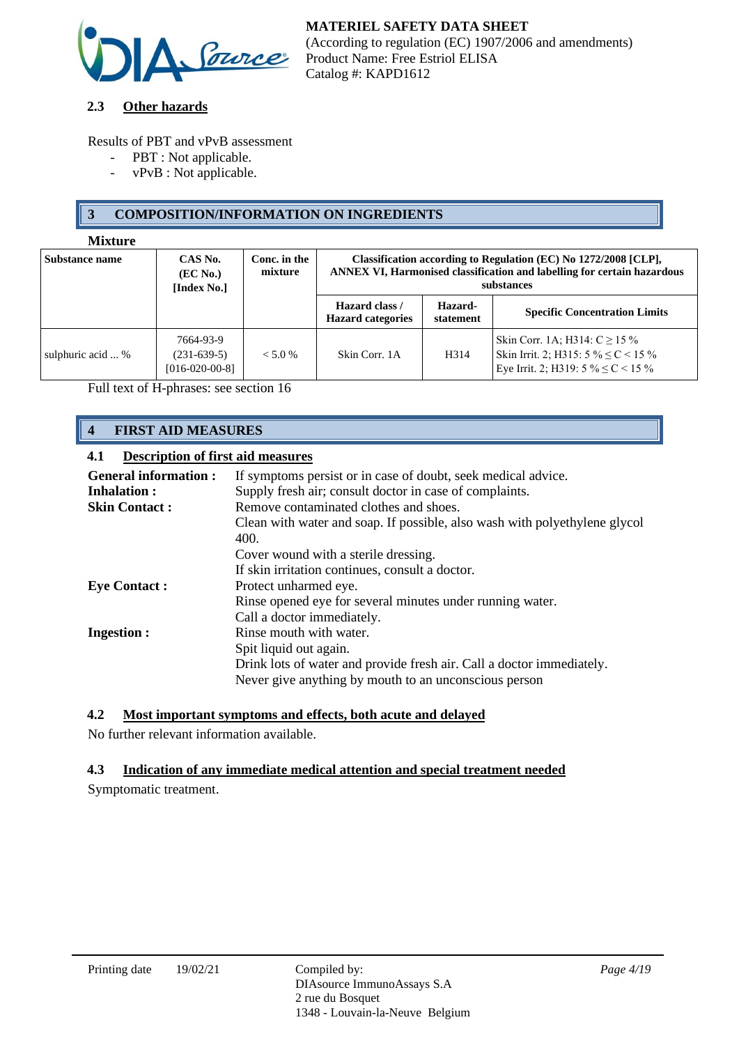### 2.3 Other hazards

Results of PBT and vPvB assessment

- PBT : Not applicable.
- vPvB : Not applicable.

## 3 COMPOSITION/INFORMATION ON INGREDIENTS

**Mixture**

| Substance name | CAS No. (EC No.) [Index No.] | Conc. in the mixture | Classification according to Regulation (EC) No 1272/2008 [CLP], ANNEX VI, Harmonised classification and labelling for certain hazardous substances | | |
|---|---|---|---|---|---|
| | | | Hazard class / Hazard categories | Hazard-statement | Specific Concentration Limits |
| sulphuric acid ... % | 7664-93-9 (231-639-5) [016-020-00-8] | < 5.0 % | Skin Corr. 1A | H314 | Skin Corr. 1A; H314: C ≥ 15 %<br>Skin Irrit. 2; H315: 5 % ≤ C < 15 %<br>Eye Irrit. 2; H319: 5 % ≤ C < 15 % |

Full text of H-phrases: see section 16

## 4 FIRST AID MEASURES

### 4.1 Description of first aid measures

**General information :** If symptoms persist or in case of doubt, seek medical advice.

**Inhalation :** Supply fresh air; consult doctor in case of complaints.

**Skin Contact :** Remove contaminated clothes and shoes.
Clean with water and soap. If possible, also wash with polyethylene glycol 400.
Cover wound with a sterile dressing.
If skin irritation continues, consult a doctor.

**Eye Contact :** Protect unharmed eye.
Rinse opened eye for several minutes under running water.
Call a doctor immediately.

**Ingestion :** Rinse mouth with water.
Spit liquid out again.
Drink lots of water and provide fresh air. Call a doctor immediately.
Never give anything by mouth to an unconscious person

### 4.2 Most important symptoms and effects, both acute and delayed

No further relevant information available.

### 4.3 Indication of any immediate medical attention and special treatment needed

Symptomatic treatment.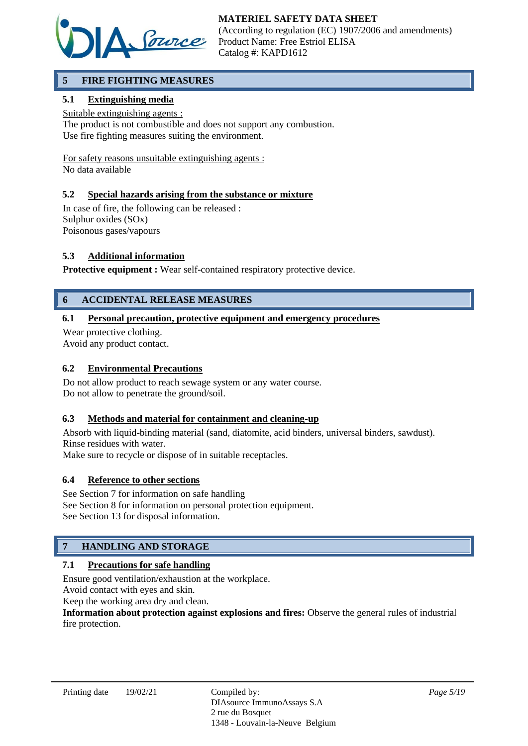## 5 FIRE FIGHTING MEASURES

### 5.1 Extinguishing media

Suitable extinguishing agents :
The product is not combustible and does not support any combustion.
Use fire fighting measures suiting the environment.

For safety reasons unsuitable extinguishing agents :
No data available

### 5.2 Special hazards arising from the substance or mixture

In case of fire, the following can be released :
Sulphur oxides (SOx)
Poisonous gases/vapours

### 5.3 Additional information

**Protective equipment :** Wear self-contained respiratory protective device.

## 6 ACCIDENTAL RELEASE MEASURES

### 6.1 Personal precaution, protective equipment and emergency procedures

Wear protective clothing.
Avoid any product contact.

### 6.2 Environmental Precautions

Do not allow product to reach sewage system or any water course.
Do not allow to penetrate the ground/soil.

### 6.3 Methods and material for containment and cleaning-up

Absorb with liquid-binding material (sand, diatomite, acid binders, universal binders, sawdust).
Rinse residues with water.
Make sure to recycle or dispose of in suitable receptacles.

### 6.4 Reference to other sections

See Section 7 for information on safe handling
See Section 8 for information on personal protection equipment.
See Section 13 for disposal information.

## 7 HANDLING AND STORAGE

### 7.1 Precautions for safe handling

Ensure good ventilation/exhaustion at the workplace.
Avoid contact with eyes and skin.
Keep the working area dry and clean.
**Information about protection against explosions and fires:** Observe the general rules of industrial fire protection.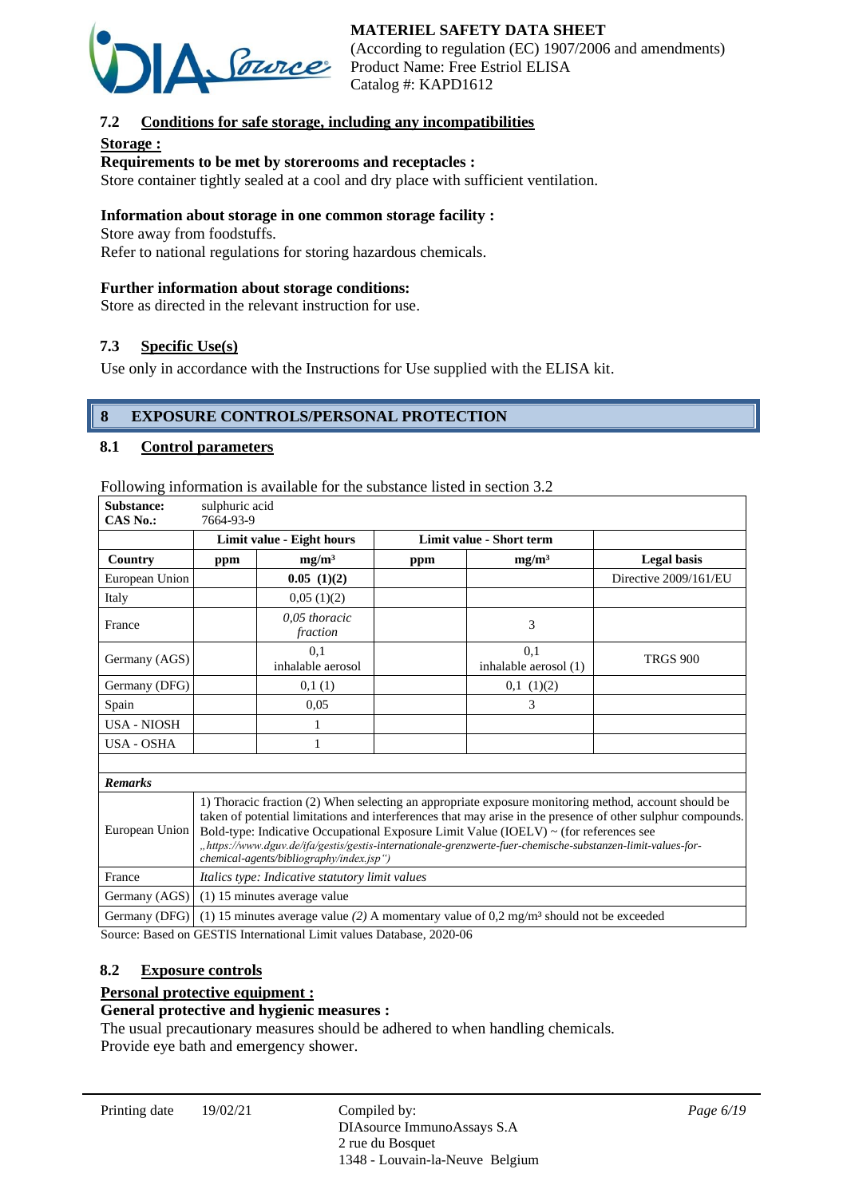### 7.2 Conditions for safe storage, including any incompatibilities

**Storage :**

**Requirements to be met by storerooms and receptacles :**

Store container tightly sealed at a cool and dry place with sufficient ventilation.

**Information about storage in one common storage facility :**

Store away from foodstuffs.
Refer to national regulations for storing hazardous chemicals.

**Further information about storage conditions:**

Store as directed in the relevant instruction for use.

### 7.3 Specific Use(s)

Use only in accordance with the Instructions for Use supplied with the ELISA kit.

## 8 EXPOSURE CONTROLS/PERSONAL PROTECTION

### 8.1 Control parameters

Following information is available for the substance listed in section 3.2

| **Substance:** **CAS No.:** | sulphuric acid 7664-93-9 | | | | |
|---|---|---|---|---|---|
| | **Limit value - Eight hours** | | **Limit value - Short term** | | |
| **Country** | **ppm** | **mg/m³** | **ppm** | **mg/m³** | **Legal basis** |
| European Union | | **0.05 (1)(2)** | | | Directive 2009/161/EU |
| Italy | | 0,05 (1)(2) | | | |
| France | | *0,05 thoracic fraction* | | 3 | |
| Germany (AGS) | | 0,1 inhalable aerosol | | 0,1 inhalable aerosol (1) | TRGS 900 |
| Germany (DFG) | | 0,1 (1) | | 0,1 (1)(2) | |
| Spain | | 0,05 | | 3 | |
| USA - NIOSH | | 1 | | | |
| USA - OSHA | | 1 | | | |
| | | | | | |
| ***Remarks*** | | | | | |
| European Union | 1) Thoracic fraction (2) When selecting an appropriate exposure monitoring method, account should be taken of potential limitations and interferences that may arise in the presence of other sulphur compounds. Bold-type: Indicative Occupational Exposure Limit Value (IOELV) ~ (for references see *„https://www.dguv.de/ifa/gestis/gestis-internationale-grenzwerte-fuer-chemische-substanzen-limit-values-for-chemical-agents/bibliography/index.jsp“)* | | | | |
| France | *Italics type: Indicative statutory limit values* | | | | |
| Germany (AGS) | (1) 15 minutes average value | | | | |
| Germany (DFG) | (1) 15 minutes average value *(2)* A momentary value of 0,2 mg/m³ should not be exceeded | | | | |

Source: Based on GESTIS International Limit values Database, 2020-06

### 8.2 Exposure controls

**Personal protective equipment :**

**General protective and hygienic measures :**

The usual precautionary measures should be adhered to when handling chemicals.
Provide eye bath and emergency shower.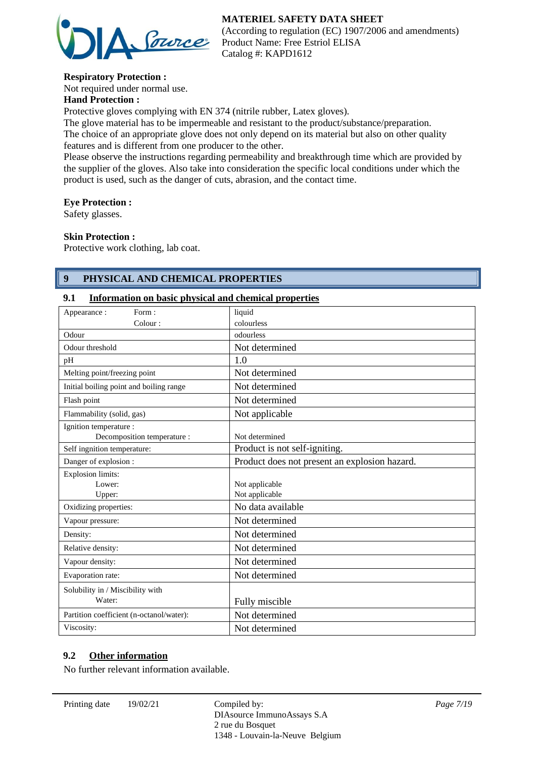**Respiratory Protection :**
Not required under normal use.
**Hand Protection :**
Protective gloves complying with EN 374 (nitrile rubber, Latex gloves).
The glove material has to be impermeable and resistant to the product/substance/preparation.
The choice of an appropriate glove does not only depend on its material but also on other quality features and is different from one producer to the other.
Please observe the instructions regarding permeability and breakthrough time which are provided by the supplier of the gloves. Also take into consideration the specific local conditions under which the product is used, such as the danger of cuts, abrasion, and the contact time.

**Eye Protection :**
Safety glasses.

**Skin Protection :**
Protective work clothing, lab coat.

## 9 PHYSICAL AND CHEMICAL PROPERTIES

### 9.1 Information on basic physical and chemical properties

| Property | Value |
|---|---|
| Appearance : Form : | liquid |
| Colour : | colourless |
| Odour | odourless |
| Odour threshold | Not determined |
| pH | 1.0 |
| Melting point/freezing point | Not determined |
| Initial boiling point and boiling range | Not determined |
| Flash point | Not determined |
| Flammability (solid, gas) | Not applicable |
| Ignition temperature : Decomposition temperature : | Not determined |
| Self ingnition temperature: | Product is not self-igniting. |
| Danger of explosion : | Product does not present an explosion hazard. |
| Explosion limits: Lower: | Not applicable |
| Upper: | Not applicable |
| Oxidizing properties: | No data available |
| Vapour pressure: | Not determined |
| Density: | Not determined |
| Relative density: | Not determined |
| Vapour density: | Not determined |
| Evaporation rate: | Not determined |
| Solubility in / Miscibility with Water: | Fully miscible |
| Partition coefficient (n-octanol/water): | Not determined |
| Viscosity: | Not determined |

### 9.2 Other information

No further relevant information available.

Printing date 19/02/21

Compiled by:
DIAsource ImmunoAssays S.A
2 rue du Bosquet
1348 - Louvain-la-Neuve Belgium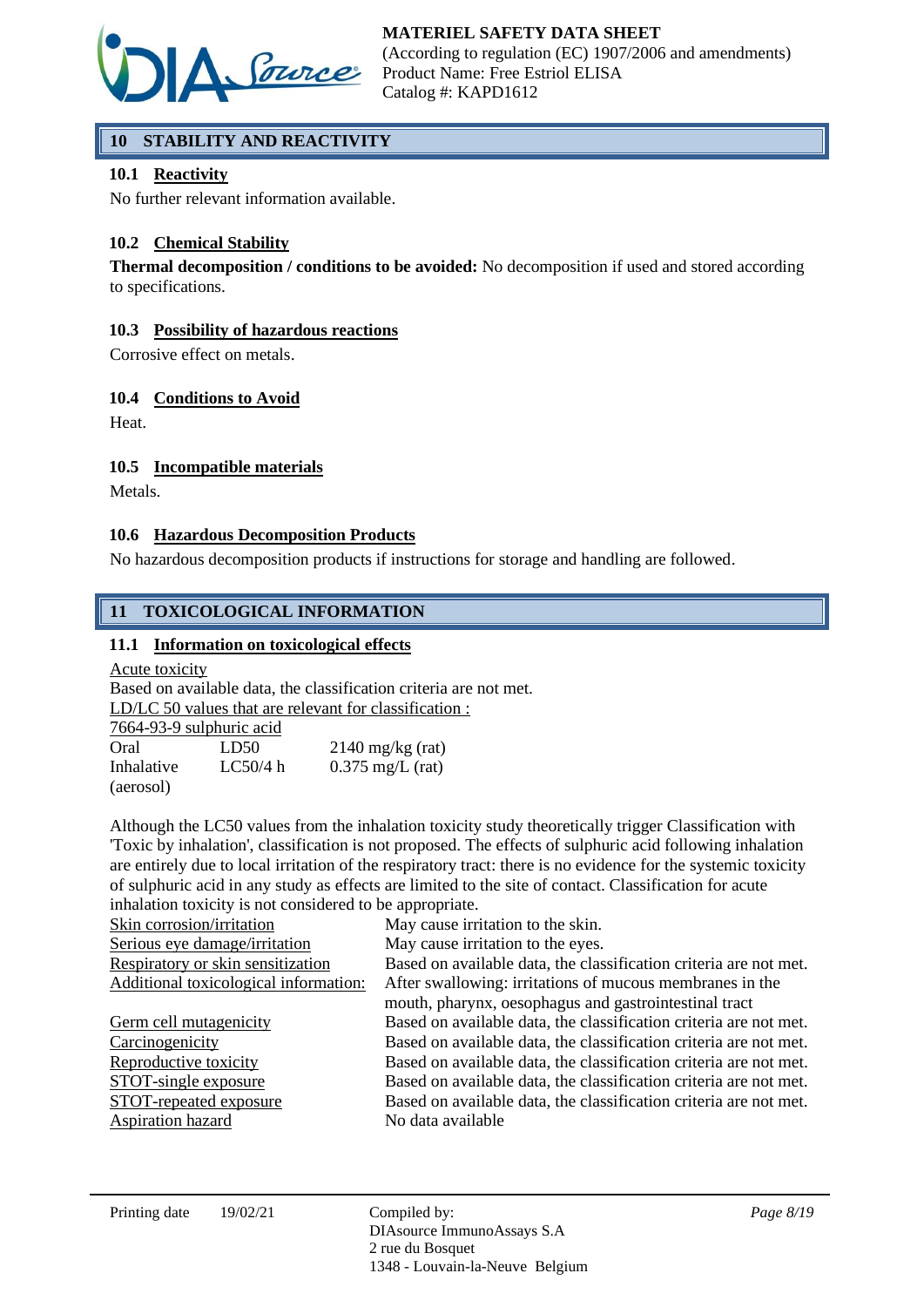## 10 STABILITY AND REACTIVITY

### 10.1 Reactivity

No further relevant information available.

### 10.2 Chemical Stability

**Thermal decomposition / conditions to be avoided:** No decomposition if used and stored according to specifications.

### 10.3 Possibility of hazardous reactions

Corrosive effect on metals.

### 10.4 Conditions to Avoid

Heat.

### 10.5 Incompatible materials

Metals.

### 10.6 Hazardous Decomposition Products

No hazardous decomposition products if instructions for storage and handling are followed.

## 11 TOXICOLOGICAL INFORMATION

### 11.1 Information on toxicological effects

Acute toxicity

Based on available data, the classification criteria are not met.

LD/LC 50 values that are relevant for classification :

7664-93-9 sulphuric acid

| | | |
|---|---|---|
| Oral | LD50 | 2140 mg/kg (rat) |
| Inhalative (aerosol) | LC50/4 h | 0.375 mg/L (rat) |

Although the LC50 values from the inhalation toxicity study theoretically trigger Classification with 'Toxic by inhalation', classification is not proposed. The effects of sulphuric acid following inhalation are entirely due to local irritation of the respiratory tract: there is no evidence for the systemic toxicity of sulphuric acid in any study as effects are limited to the site of contact. Classification for acute inhalation toxicity is not considered to be appropriate.

| | |
|---|---|
| Skin corrosion/irritation | May cause irritation to the skin. |
| Serious eye damage/irritation | May cause irritation to the eyes. |
| Respiratory or skin sensitization | Based on available data, the classification criteria are not met. |
| Additional toxicological information: | After swallowing: irritations of mucous membranes in the mouth, pharynx, oesophagus and gastrointestinal tract |
| Germ cell mutagenicity | Based on available data, the classification criteria are not met. |
| Carcinogenicity | Based on available data, the classification criteria are not met. |
| Reproductive toxicity | Based on available data, the classification criteria are not met. |
| STOT-single exposure | Based on available data, the classification criteria are not met. |
| STOT-repeated exposure | Based on available data, the classification criteria are not met. |
| Aspiration hazard | No data available |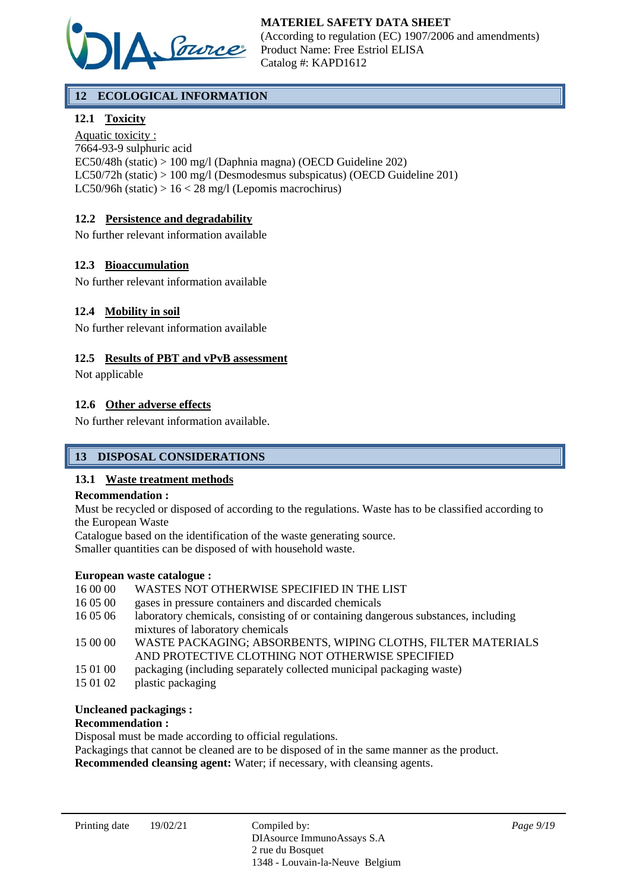## 12 ECOLOGICAL INFORMATION

### 12.1 Toxicity

Aquatic toxicity :
7664-93-9 sulphuric acid
EC50/48h (static) > 100 mg/l (Daphnia magna) (OECD Guideline 202)
LC50/72h (static) > 100 mg/l (Desmodesmus subspicatus) (OECD Guideline 201)
LC50/96h (static) > 16 < 28 mg/l (Lepomis macrochirus)

### 12.2 Persistence and degradability

No further relevant information available

### 12.3 Bioaccumulation

No further relevant information available

### 12.4 Mobility in soil

No further relevant information available

### 12.5 Results of PBT and vPvB assessment

Not applicable

### 12.6 Other adverse effects

No further relevant information available.

## 13 DISPOSAL CONSIDERATIONS

### 13.1 Waste treatment methods

**Recommendation :**

Must be recycled or disposed of according to the regulations. Waste has to be classified according to the European Waste
Catalogue based on the identification of the waste generating source.
Smaller quantities can be disposed of with household waste.

**European waste catalogue :**

| | |
|---|---|
| 16 00 00 | WASTES NOT OTHERWISE SPECIFIED IN THE LIST |
| 16 05 00 | gases in pressure containers and discarded chemicals |
| 16 05 06 | laboratory chemicals, consisting of or containing dangerous substances, including mixtures of laboratory chemicals |
| 15 00 00 | WASTE PACKAGING; ABSORBENTS, WIPING CLOTHS, FILTER MATERIALS AND PROTECTIVE CLOTHING NOT OTHERWISE SPECIFIED |
| 15 01 00 | packaging (including separately collected municipal packaging waste) |
| 15 01 02 | plastic packaging |

**Uncleaned packagings :**

**Recommendation :**

Disposal must be made according to official regulations.
Packagings that cannot be cleaned are to be disposed of in the same manner as the product.
**Recommended cleansing agent:** Water; if necessary, with cleansing agents.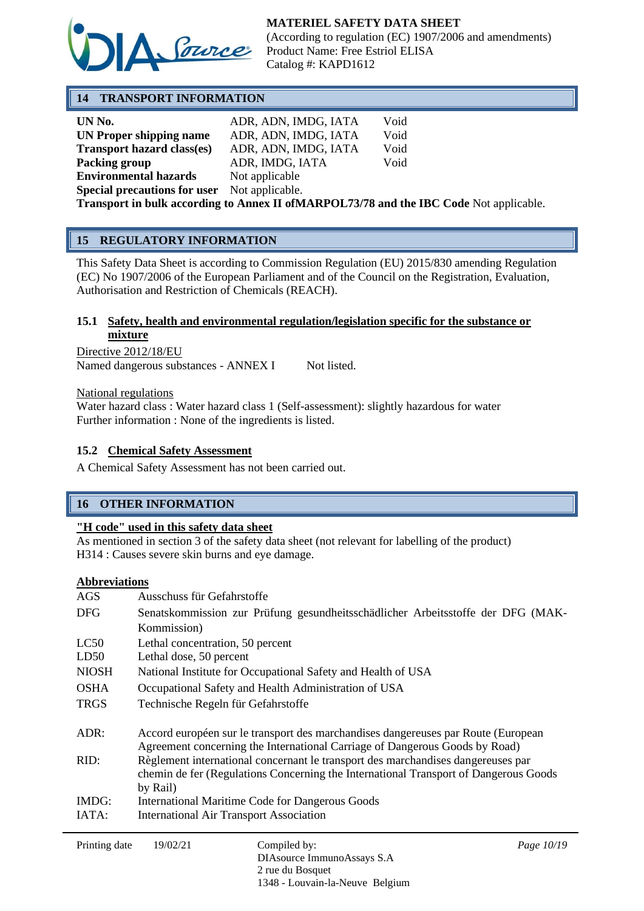## 14 TRANSPORT INFORMATION

| | | |
|---|---|---|
| **UN No.** | ADR, ADN, IMDG, IATA | Void |
| **UN Proper shipping name** | ADR, ADN, IMDG, IATA | Void |
| **Transport hazard class(es)** | ADR, ADN, IMDG, IATA | Void |
| **Packing group** | ADR, IMDG, IATA | Void |
| **Environmental hazards** | Not applicable | |
| **Special precautions for user** | Not applicable. | |

**Transport in bulk according to Annex II ofMARPOL73/78 and the IBC Code** Not applicable.

## 15 REGULATORY INFORMATION

This Safety Data Sheet is according to Commission Regulation (EU) 2015/830 amending Regulation (EC) No 1907/2006 of the European Parliament and of the Council on the Registration, Evaluation, Authorisation and Restriction of Chemicals (REACH).

### 15.1 Safety, health and environmental regulation/legislation specific for the substance or mixture

Directive 2012/18/EU

Named dangerous substances - ANNEX I Not listed.

National regulations

Water hazard class : Water hazard class 1 (Self-assessment): slightly hazardous for water

Further information : None of the ingredients is listed.

### 15.2 Chemical Safety Assessment

A Chemical Safety Assessment has not been carried out.

## 16 OTHER INFORMATION

**"H code" used in this safety data sheet**

As mentioned in section 3 of the safety data sheet (not relevant for labelling of the product)

H314 : Causes severe skin burns and eye damage.

**Abbreviations**

| | |
|---|---|
| AGS | Ausschuss für Gefahrstoffe |
| DFG | Senatskommission zur Prüfung gesundheitsschädlicher Arbeitsstoffe der DFG (MAK-Kommission) |
| LC50 | Lethal concentration, 50 percent |
| LD50 | Lethal dose, 50 percent |
| NIOSH | National Institute for Occupational Safety and Health of USA |
| OSHA | Occupational Safety and Health Administration of USA |
| TRGS | Technische Regeln für Gefahrstoffe |
| ADR: | Accord européen sur le transport des marchandises dangereuses par Route (European Agreement concerning the International Carriage of Dangerous Goods by Road) |
| RID: | Règlement international concernant le transport des marchandises dangereuses par chemin de fer (Regulations Concerning the International Transport of Dangerous Goods by Rail) |
| IMDG: | International Maritime Code for Dangerous Goods |
| IATA: | International Air Transport Association |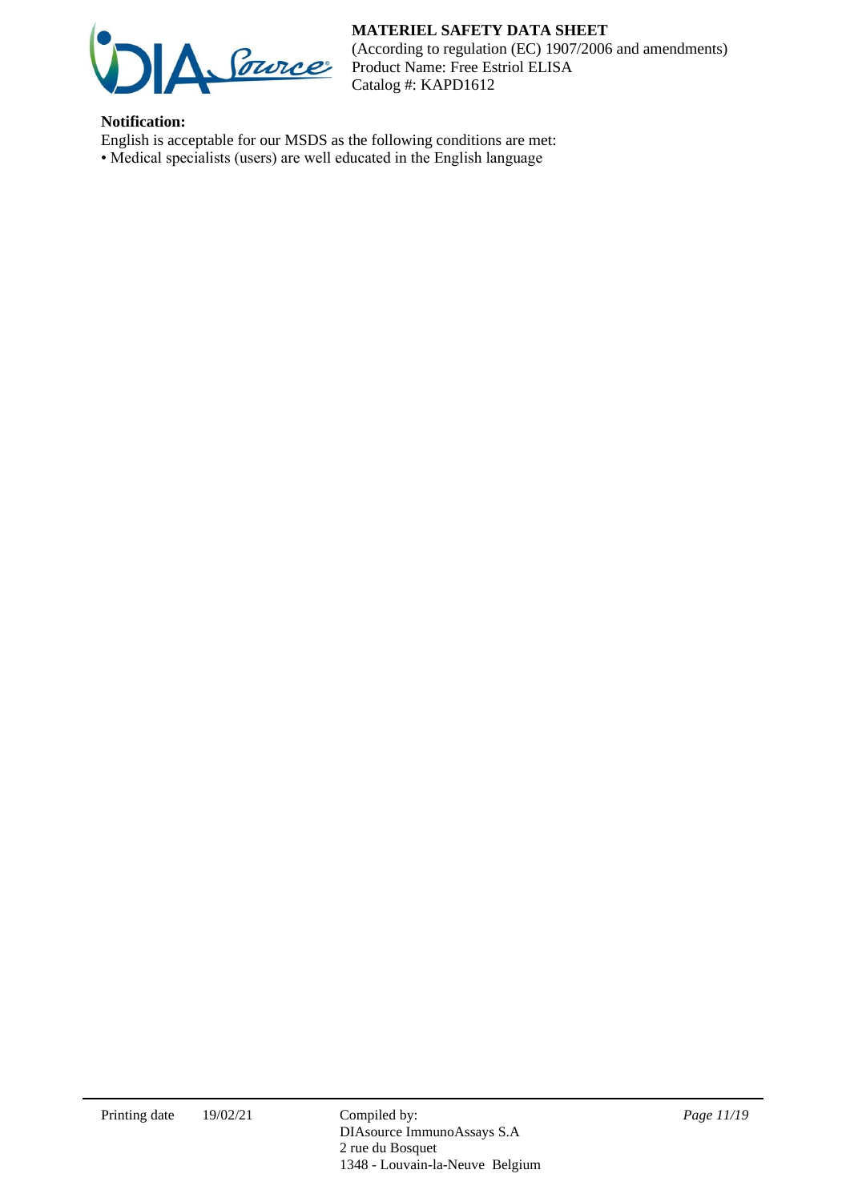**Notification:**

English is acceptable for our MSDS as the following conditions are met:

• Medical specialists (users) are well educated in the English language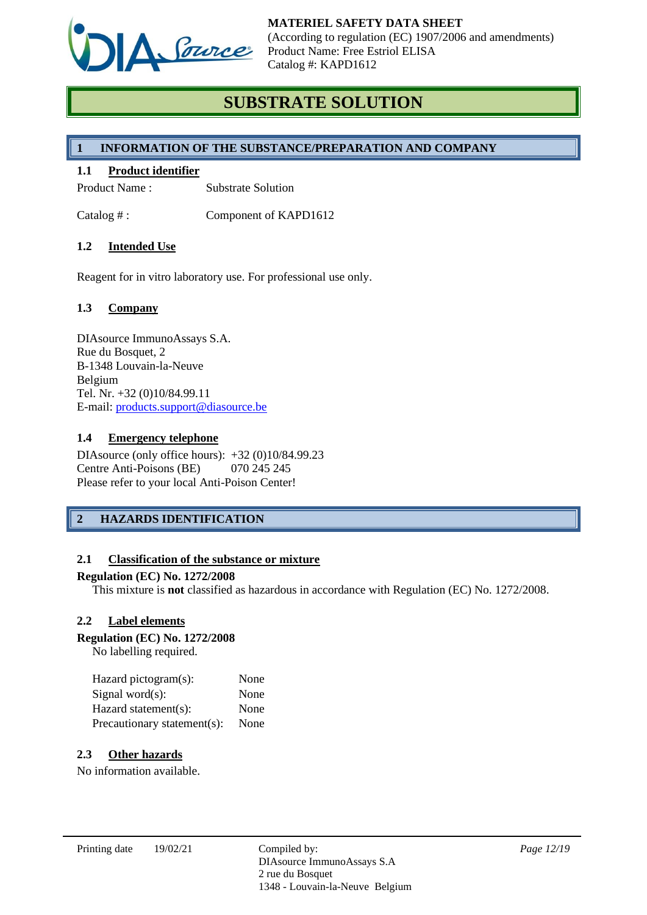**MATERIEL SAFETY DATA SHEET**
(According to regulation (EC) 1907/2006 and amendments)
Product Name: Free Estriol ELISA
Catalog #: KAPD1612

# SUBSTRATE SOLUTION

## 1 INFORMATION OF THE SUBSTANCE/PREPARATION AND COMPANY

### 1.1 Product identifier

Product Name : Substrate Solution

Catalog # : Component of KAPD1612

### 1.2 Intended Use

Reagent for in vitro laboratory use. For professional use only.

### 1.3 Company

DIAsource ImmunoAssays S.A.
Rue du Bosquet, 2
B-1348 Louvain-la-Neuve
Belgium
Tel. Nr. +32 (0)10/84.99.11
E-mail: products.support@diasource.be

### 1.4 Emergency telephone

DIAsource (only office hours): +32 (0)10/84.99.23
Centre Anti-Poisons (BE) 070 245 245
Please refer to your local Anti-Poison Center!

## 2 HAZARDS IDENTIFICATION

### 2.1 Classification of the substance or mixture

**Regulation (EC) No. 1272/2008**

This mixture is **not** classified as hazardous in accordance with Regulation (EC) No. 1272/2008.

### 2.2 Label elements

**Regulation (EC) No. 1272/2008**

No labelling required.

| | |
|---|---|
| Hazard pictogram(s): | None |
| Signal word(s): | None |
| Hazard statement(s): | None |
| Precautionary statement(s): | None |

### 2.3 Other hazards

No information available.

Printing date 19/02/21

Compiled by:
DIAsource ImmunoAssays S.A
2 rue du Bosquet
1348 - Louvain-la-Neuve Belgium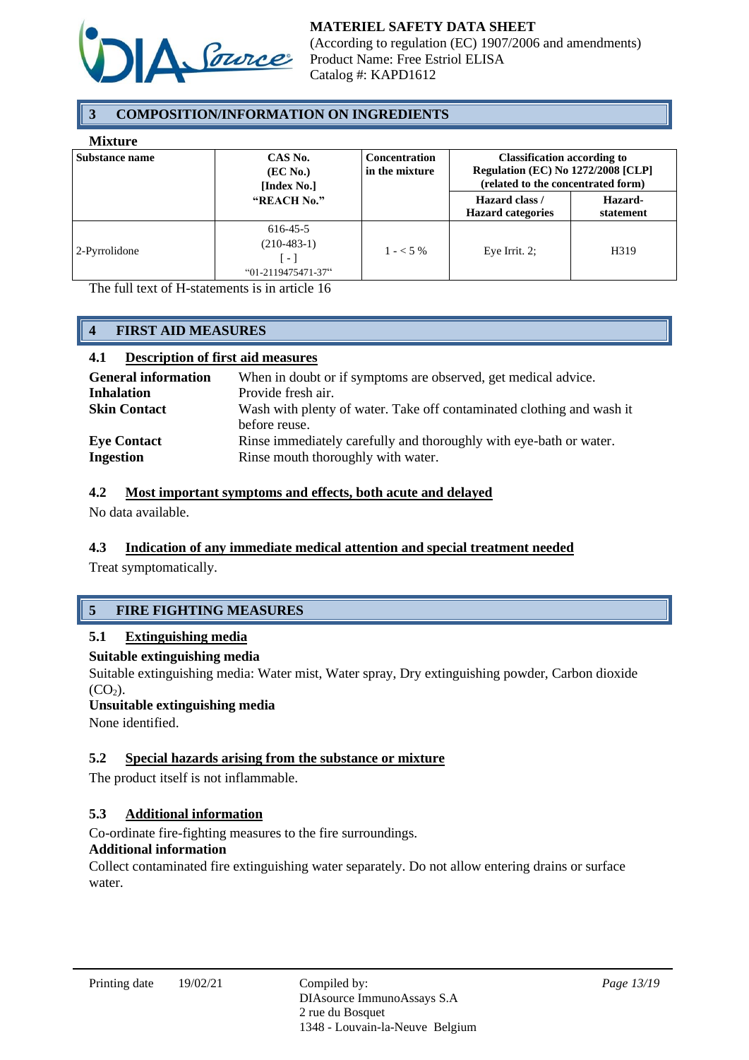## 3 COMPOSITION/INFORMATION ON INGREDIENTS

**Mixture**

| Substance name | CAS No. (EC No.) [Index No.] "REACH No." | Concentration in the mixture | Classification according to Regulation (EC) No 1272/2008 [CLP] (related to the concentrated form) | |
|---|---|---|---|---|
| | | | Hazard class / Hazard categories | Hazard-statement |
| 2-Pyrrolidone | 616-45-5 (210-483-1) [ - ] "01-2119475471-37" | 1 - < 5 % | Eye Irrit. 2; | H319 |

The full text of H-statements is in article 16

## 4 FIRST AID MEASURES

### 4.1 Description of first aid measures

**General information** When in doubt or if symptoms are observed, get medical advice.

**Inhalation** Provide fresh air.

**Skin Contact** Wash with plenty of water. Take off contaminated clothing and wash it before reuse.

**Eye Contact** Rinse immediately carefully and thoroughly with eye-bath or water.

**Ingestion** Rinse mouth thoroughly with water.

### 4.2 Most important symptoms and effects, both acute and delayed

No data available.

### 4.3 Indication of any immediate medical attention and special treatment needed

Treat symptomatically.

## 5 FIRE FIGHTING MEASURES

### 5.1 Extinguishing media

**Suitable extinguishing media**

Suitable extinguishing media: Water mist, Water spray, Dry extinguishing powder, Carbon dioxide ($CO_2$).

**Unsuitable extinguishing media**

None identified.

### 5.2 Special hazards arising from the substance or mixture

The product itself is not inflammable.

### 5.3 Additional information

Co-ordinate fire-fighting measures to the fire surroundings.

**Additional information**

Collect contaminated fire extinguishing water separately. Do not allow entering drains or surface water.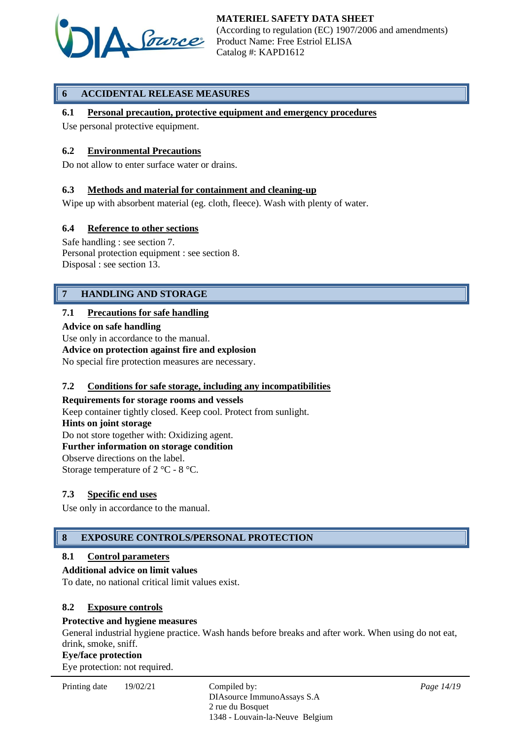## 6 ACCIDENTAL RELEASE MEASURES

### 6.1 Personal precaution, protective equipment and emergency procedures

Use personal protective equipment.

### 6.2 Environmental Precautions

Do not allow to enter surface water or drains.

### 6.3 Methods and material for containment and cleaning-up

Wipe up with absorbent material (eg. cloth, fleece). Wash with plenty of water.

### 6.4 Reference to other sections

Safe handling : see section 7.
Personal protection equipment : see section 8.
Disposal : see section 13.

## 7 HANDLING AND STORAGE

### 7.1 Precautions for safe handling

**Advice on safe handling**
Use only in accordance to the manual.
**Advice on protection against fire and explosion**
No special fire protection measures are necessary.

### 7.2 Conditions for safe storage, including any incompatibilities

**Requirements for storage rooms and vessels**
Keep container tightly closed. Keep cool. Protect from sunlight.
**Hints on joint storage**
Do not store together with: Oxidizing agent.
**Further information on storage condition**
Observe directions on the label.
Storage temperature of 2 °C - 8 °C.

### 7.3 Specific end uses

Use only in accordance to the manual.

## 8 EXPOSURE CONTROLS/PERSONAL PROTECTION

### 8.1 Control parameters

**Additional advice on limit values**
To date, no national critical limit values exist.

### 8.2 Exposure controls

**Protective and hygiene measures**
General industrial hygiene practice. Wash hands before breaks and after work. When using do not eat, drink, smoke, sniff.
**Eye/face protection**
Eye protection: not required.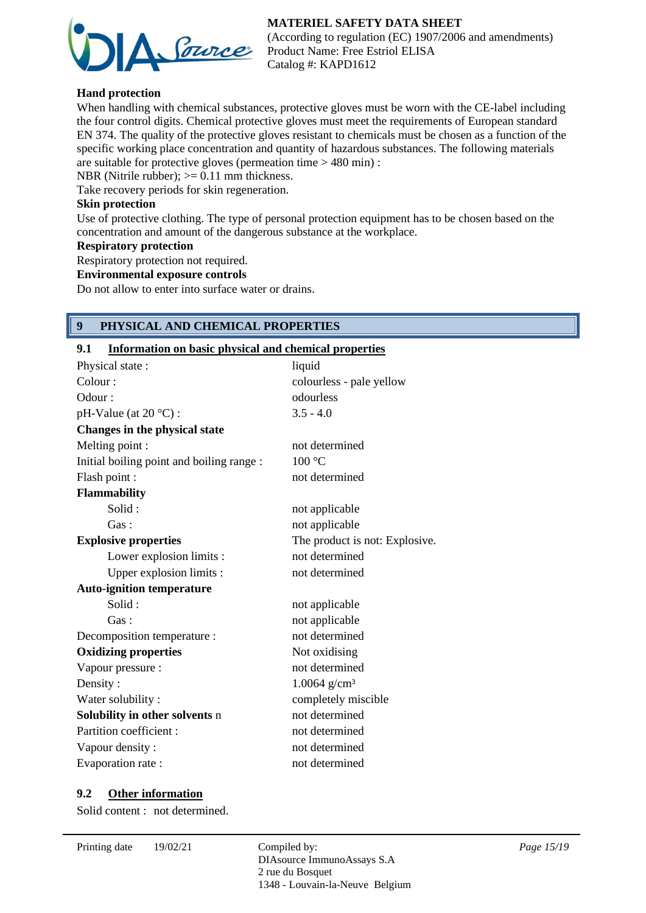**Hand protection**

When handling with chemical substances, protective gloves must be worn with the CE-label including the four control digits. Chemical protective gloves must meet the requirements of European standard EN 374. The quality of the protective gloves resistant to chemicals must be chosen as a function of the specific working place concentration and quantity of hazardous substances. The following materials are suitable for protective gloves (permeation time > 480 min) :

NBR (Nitrile rubber); >= 0.11 mm thickness.

Take recovery periods for skin regeneration.

**Skin protection**

Use of protective clothing. The type of personal protection equipment has to be chosen based on the concentration and amount of the dangerous substance at the workplace.

**Respiratory protection**

Respiratory protection not required.

**Environmental exposure controls**

Do not allow to enter into surface water or drains.

## 9 PHYSICAL AND CHEMICAL PROPERTIES

### 9.1 Information on basic physical and chemical properties

| | |
|---|---|
| Physical state : | liquid |
| Colour : | colourless - pale yellow |
| Odour : | odourless |
| pH-Value (at 20 °C) : | 3.5 - 4.0 |
| **Changes in the physical state** | |
| Melting point : | not determined |
| Initial boiling point and boiling range : | 100 °C |
| Flash point : | not determined |
| **Flammability** | |
| Solid : | not applicable |
| Gas : | not applicable |
| **Explosive properties** | The product is not: Explosive. |
| Lower explosion limits : | not determined |
| Upper explosion limits : | not determined |
| **Auto-ignition temperature** | |
| Solid : | not applicable |
| Gas : | not applicable |
| Decomposition temperature : | not determined |
| **Oxidizing properties** | Not oxidising |
| Vapour pressure : | not determined |
| Density : | 1.0064 g/cm³ |
| Water solubility : | completely miscible |
| **Solubility in other solvents** n | not determined |
| Partition coefficient : | not determined |
| Vapour density : | not determined |
| Evaporation rate : | not determined |

### 9.2 Other information

Solid content : not determined.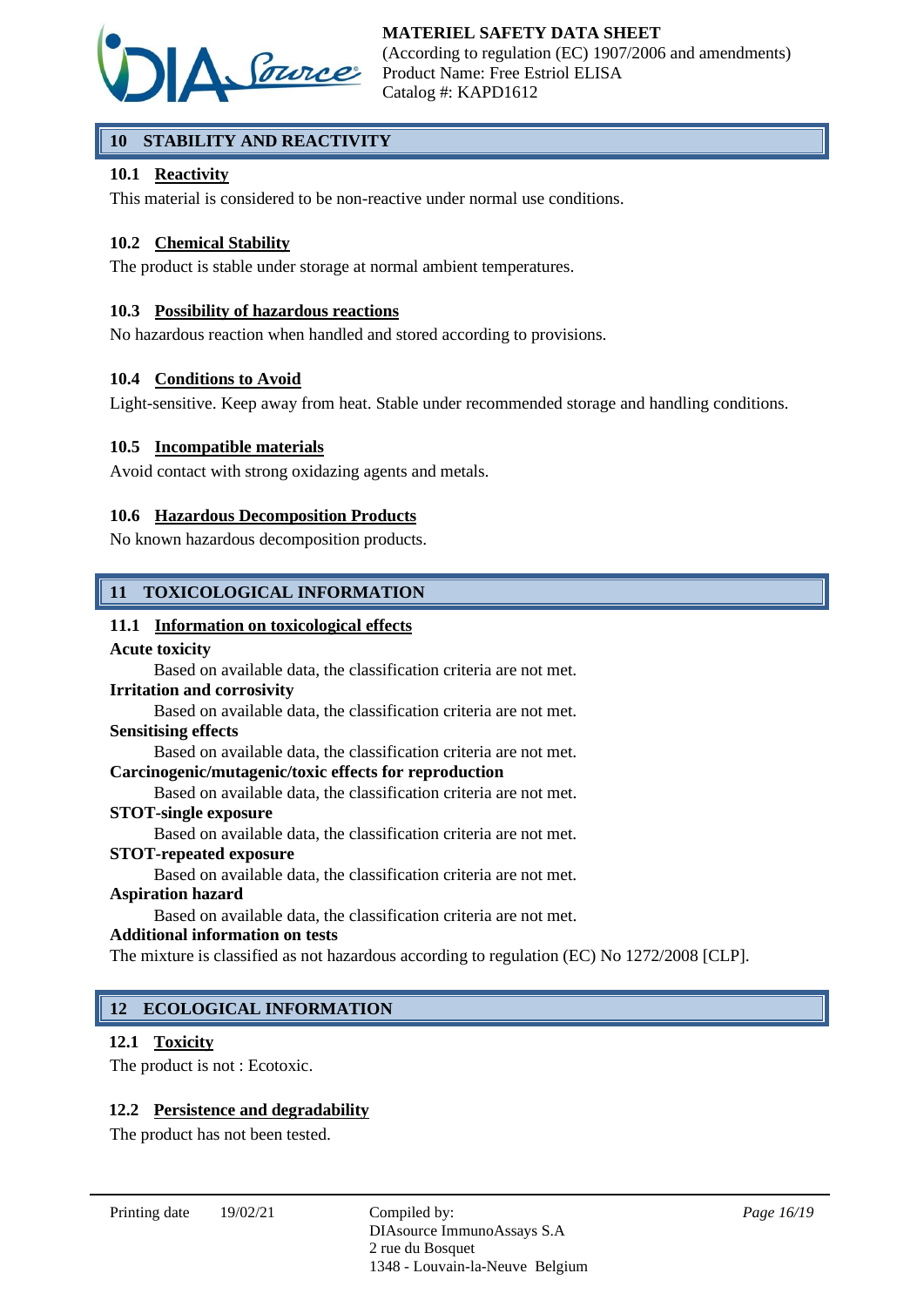## 10 STABILITY AND REACTIVITY

### 10.1 Reactivity

This material is considered to be non-reactive under normal use conditions.

### 10.2 Chemical Stability

The product is stable under storage at normal ambient temperatures.

### 10.3 Possibility of hazardous reactions

No hazardous reaction when handled and stored according to provisions.

### 10.4 Conditions to Avoid

Light-sensitive. Keep away from heat. Stable under recommended storage and handling conditions.

### 10.5 Incompatible materials

Avoid contact with strong oxidazing agents and metals.

### 10.6 Hazardous Decomposition Products

No known hazardous decomposition products.

## 11 TOXICOLOGICAL INFORMATION

### 11.1 Information on toxicological effects

**Acute toxicity**

Based on available data, the classification criteria are not met.

**Irritation and corrosivity**

Based on available data, the classification criteria are not met.

**Sensitising effects**

Based on available data, the classification criteria are not met.

**Carcinogenic/mutagenic/toxic effects for reproduction**

Based on available data, the classification criteria are not met.

**STOT-single exposure**

Based on available data, the classification criteria are not met.

**STOT-repeated exposure**

Based on available data, the classification criteria are not met.

**Aspiration hazard**

Based on available data, the classification criteria are not met.

**Additional information on tests**

The mixture is classified as not hazardous according to regulation (EC) No 1272/2008 [CLP].

## 12 ECOLOGICAL INFORMATION

### 12.1 Toxicity

The product is not : Ecotoxic.

### 12.2 Persistence and degradability

The product has not been tested.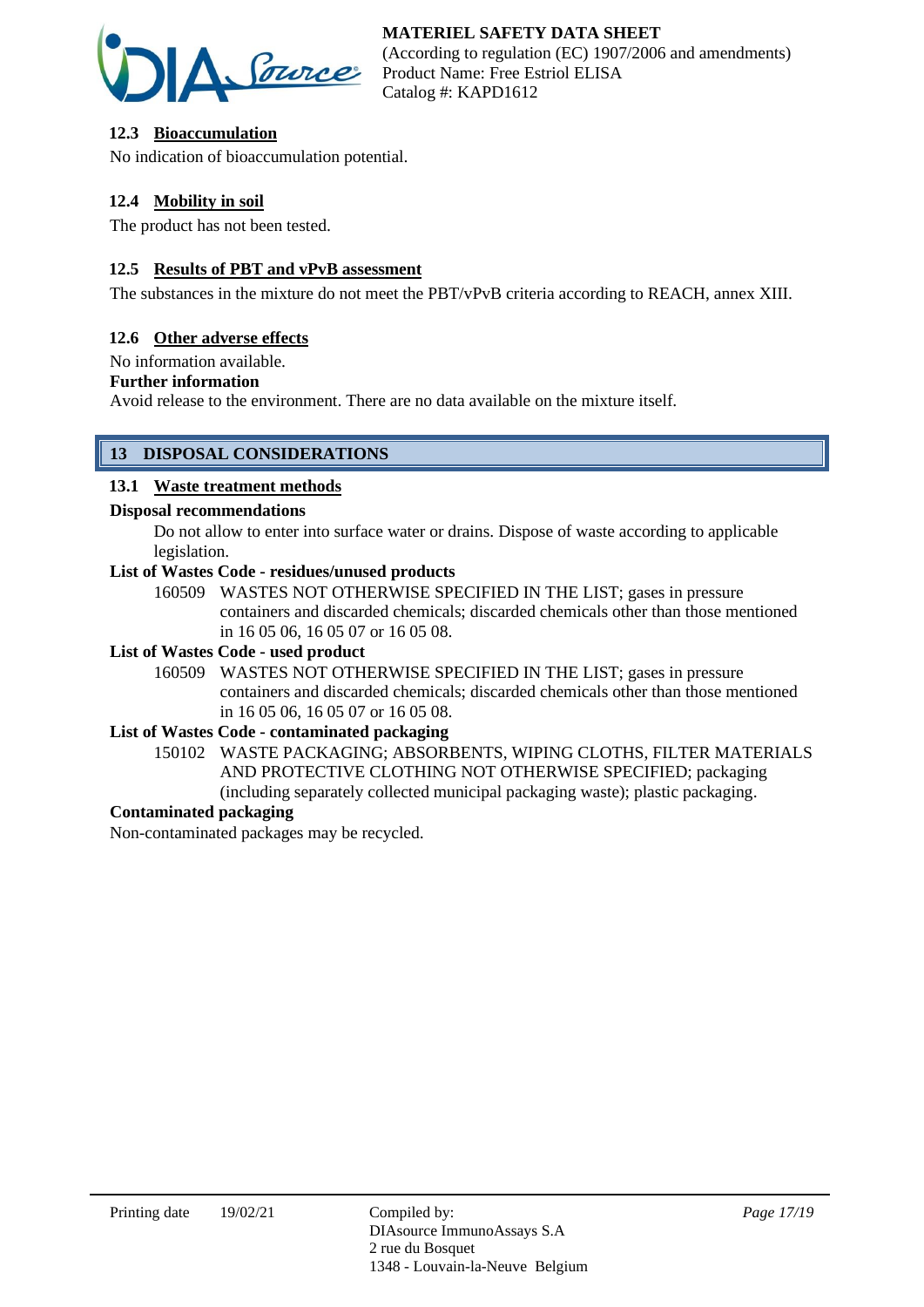### 12.3 Bioaccumulation

No indication of bioaccumulation potential.

### 12.4 Mobility in soil

The product has not been tested.

### 12.5 Results of PBT and vPvB assessment

The substances in the mixture do not meet the PBT/vPvB criteria according to REACH, annex XIII.

### 12.6 Other adverse effects

No information available.

**Further information**

Avoid release to the environment. There are no data available on the mixture itself.

## 13 DISPOSAL CONSIDERATIONS

### 13.1 Waste treatment methods

**Disposal recommendations**

Do not allow to enter into surface water or drains. Dispose of waste according to applicable legislation.

**List of Wastes Code - residues/unused products**

160509 WASTES NOT OTHERWISE SPECIFIED IN THE LIST; gases in pressure containers and discarded chemicals; discarded chemicals other than those mentioned in 16 05 06, 16 05 07 or 16 05 08.

**List of Wastes Code - used product**

160509 WASTES NOT OTHERWISE SPECIFIED IN THE LIST; gases in pressure containers and discarded chemicals; discarded chemicals other than those mentioned in 16 05 06, 16 05 07 or 16 05 08.

**List of Wastes Code - contaminated packaging**

150102 WASTE PACKAGING; ABSORBENTS, WIPING CLOTHS, FILTER MATERIALS AND PROTECTIVE CLOTHING NOT OTHERWISE SPECIFIED; packaging (including separately collected municipal packaging waste); plastic packaging.

**Contaminated packaging**

Non-contaminated packages may be recycled.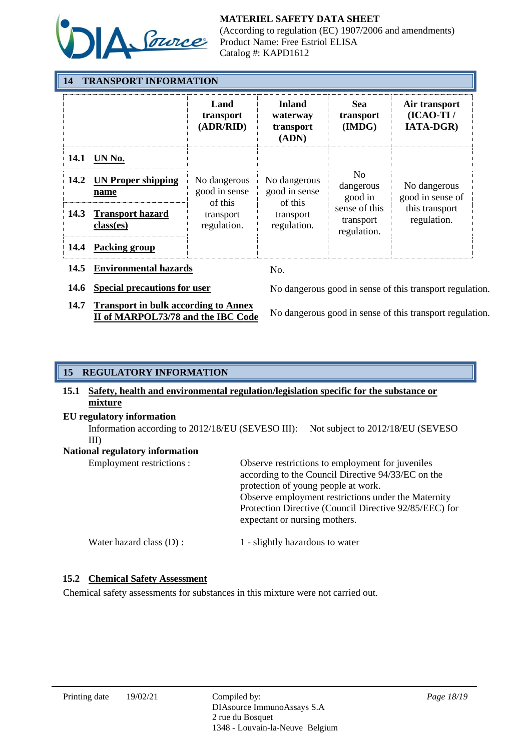## 14 TRANSPORT INFORMATION

| | Land transport (ADR/RID) | Inland waterway transport (ADN) | Sea transport (IMDG) | Air transport (ICAO-TI / IATA-DGR) |
|---|---|---|---|---|
| **14.1 UN No.** | No dangerous good in sense of this transport regulation. | No dangerous good in sense of this transport regulation. | No dangerous good in sense of this transport regulation. | No dangerous good in sense of this transport regulation. |
| **14.2 UN Proper shipping name** | | | | |
| **14.3 Transport hazard class(es)** | | | | |
| **14.4 Packing group** | | | | |

**14.5 Environmental hazards** No.

**14.6 Special precautions for user** No dangerous good in sense of this transport regulation.

**14.7 Transport in bulk according to Annex II of MARPOL73/78 and the IBC Code** No dangerous good in sense of this transport regulation.

## 15 REGULATORY INFORMATION

### 15.1 Safety, health and environmental regulation/legislation specific for the substance or mixture

**EU regulatory information**

Information according to 2012/18/EU (SEVESO III): Not subject to 2012/18/EU (SEVESO III)

**National regulatory information**

Employment restrictions : Observe restrictions to employment for juveniles according to the Council Directive 94/33/EC on the protection of young people at work.
Observe employment restrictions under the Maternity Protection Directive (Council Directive 92/85/EEC) for expectant or nursing mothers.

Water hazard class (D) : 1 - slightly hazardous to water

### 15.2 Chemical Safety Assessment

Chemical safety assessments for substances in this mixture were not carried out.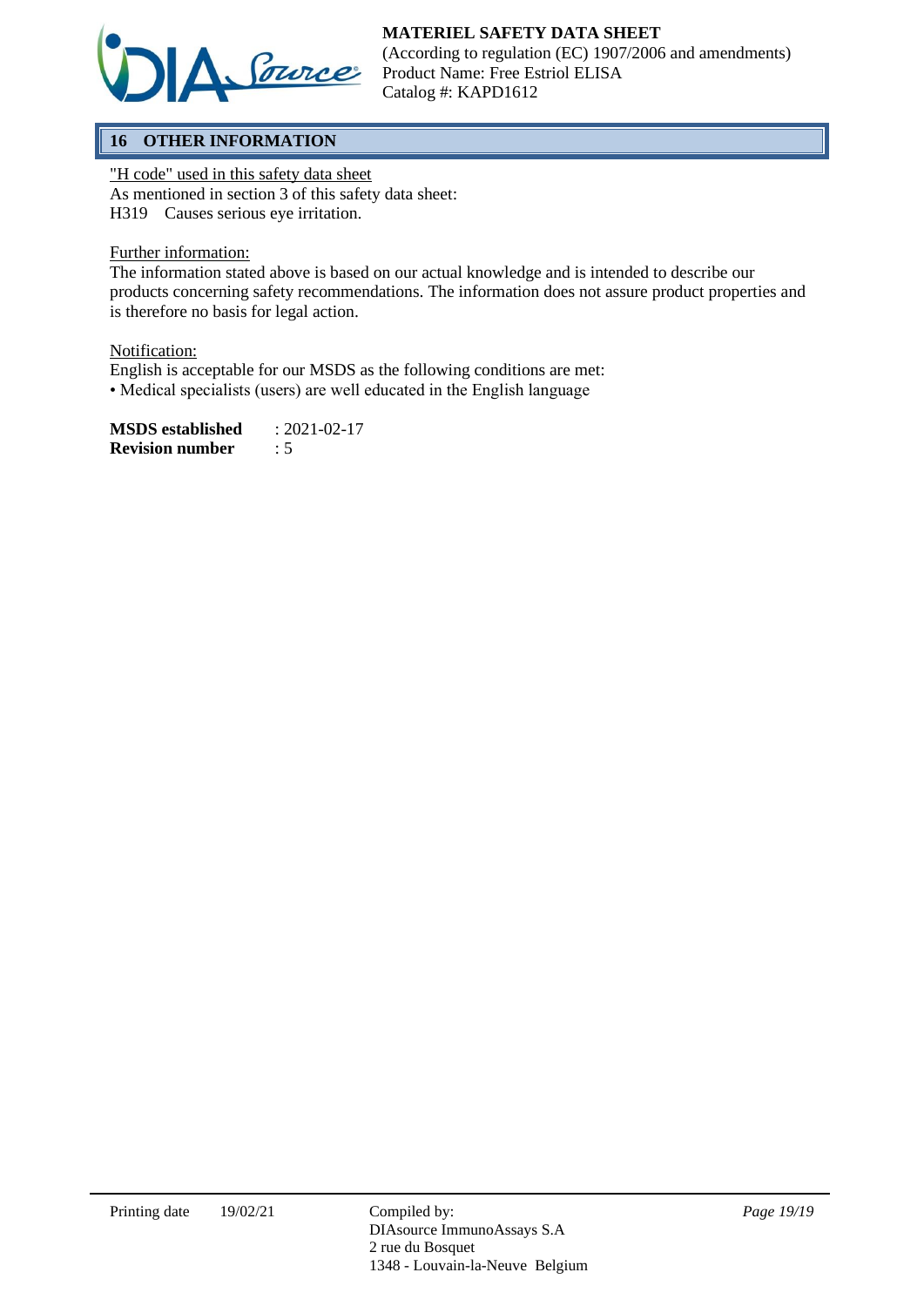## 16 OTHER INFORMATION

"H code" used in this safety data sheet

As mentioned in section 3 of this safety data sheet:

H319 Causes serious eye irritation.

Further information:

The information stated above is based on our actual knowledge and is intended to describe our products concerning safety recommendations. The information does not assure product properties and is therefore no basis for legal action.

Notification:

English is acceptable for our MSDS as the following conditions are met:

• Medical specialists (users) are well educated in the English language

**MSDS established** : 2021-02-17

**Revision number** : 5

Printing date 19/02/21

Compiled by:
DIAsource ImmunoAssays S.A
2 rue du Bosquet
1348 - Louvain-la-Neuve Belgium